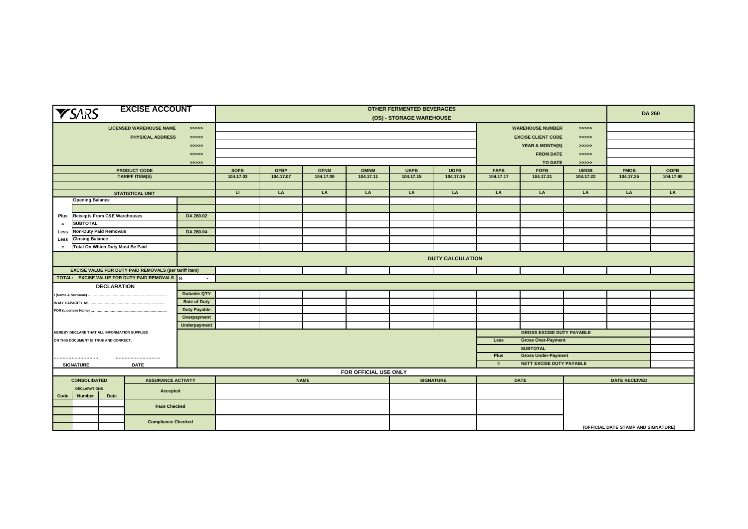# SARS EXCISE ACCOUNT

## OTHER FERMENTED BEVERAGES (OS) - STORAGE WAREHOUSE

**DA 260**

| | |
|---|---|
| LICENSED WAREHOUSE NAME >>>>> | |
| PHYSICAL ADDRESS >>>>> | |
| >>>>> | |
| >>>>> | |
| >>>>> | |

| | |
|---|---|
| WAREHOUSE NUMBER >>>>> | |
| EXCISE CLIENT CODE >>>>> | |
| YEAR & MONTH(S) >>>>> | |
| FROM DATE >>>>> | |
| TO DATE >>>>> | |

| | | | SOFB | OFBP | OFNM | OMNM | UAPB | UOFB | FAPB | FOFB | UMOB | FMOB | OOFB |
|---|---|---|---|---|---|---|---|---|---|---|---|---|---|
| | PRODUCT CODE / TARIFF ITEM(S) | | 104.17.03 | 104.17.07 | 104.17.09 | 104.17.11 | 104.17.15 | 104.17.16 | 104.17.17 | 104.17.21 | 104.17.22 | 104.17.25 | 104.17.90 |
| | | | | | | | | | | | | | |
| | STATISTICAL UNIT | | LI | LA | LA | LA | LA | LA | LA | LA | LA | LA | LA |
| | Opening Balance | | | | | | | | | | | | |
| | | | | | | | | | | | | | |
| Plus | Receipts From C&E Warehouses | DA 260.02 | | | | | | | | | | | |
| = | SUBTOTAL | | | | | | | | | | | | |
| Less | Non-Duty Paid Removals | DA 260.04 | | | | | | | | | | | |
| Less | Closing Balance | | | | | | | | | | | | |
| = | Total On Which Duty Must Be Paid | | | | | | | | | | | | |

**DUTY CALCULATION**

| | SOFB | OFBP | OFNM | OMNM | UAPB | UOFB | FAPB | FOFB | UMOB | FMOB | OOFB |
|---|---|---|---|---|---|---|---|---|---|---|---|
| EXCISE VALUE FOR DUTY PAID REMOVALS (per tariff item) | | | | | | | | | | | |
| TOTAL: EXCISE VALUE FOR DUTY PAID REMOVALS R - | | | | | | | | | | | |
| Dutiable QTY | | | | | | | | | | | |
| Rate of Duty | | | | | | | | | | | |
| Duty Payable | | | | | | | | | | | |
| Overpayment | | | | | | | | | | | |
| Underpayment | | | | | | | | | | | |

**DECLARATION**

I (Name & Surname) ..........................................................................

IN MY CAPACITY AS ..........................................................................

FOR (Licensee Name) ..........................................................................

HEREBY DECLARE THAT ALL INFORMATION SUPPLIED ON THIS DOCUMENT IS TRUE AND CORRECT.

.............................. ..............................

SIGNATURE DATE

| | | |
|---|---|---|
| | GROSS EXCISE DUTY PAYABLE | |
| Less | Gross Over-Payment | |
| | SUBTOTAL | |
| Plus | Gross Under-Payment | |
| = | NETT EXCISE DUTY PAYABLE | |

**FOR OFFICIAL USE ONLY**

| CONSOLIDATED DECLARATIONS | | | ASSURANCE ACTIVITY | NAME | SIGNATURE | DATE | DATE RECEIVED |
|---|---|---|---|---|---|---|---|
| Code | Number | Date | | | | | |
| | | | Accepted | | | | |
| | | | Face Checked | | | | |
| | | | Compliance Checked | | | | (OFFICIAL DATE STAMP AND SIGNATURE) |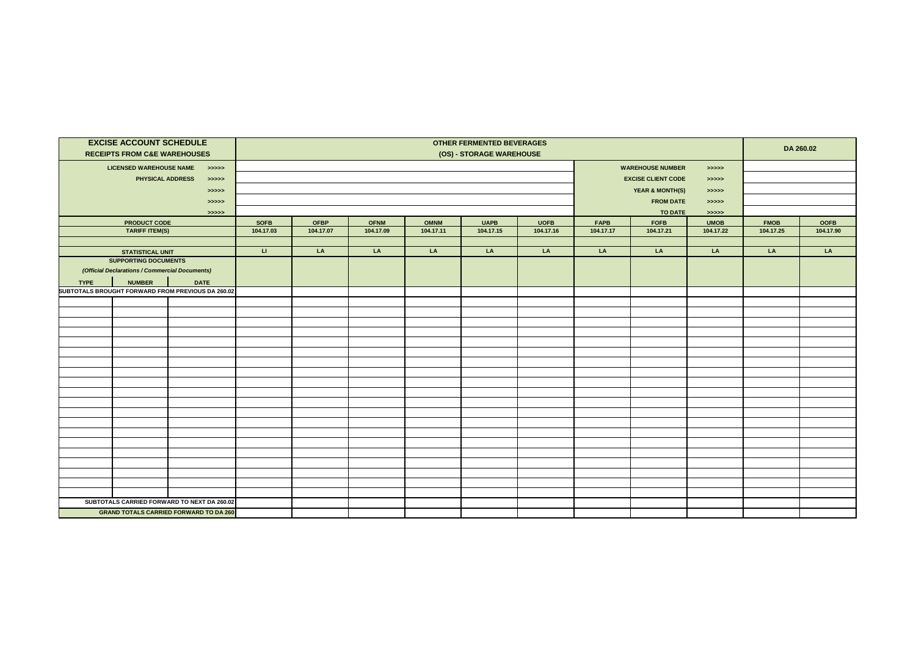| EXCISE ACCOUNT SCHEDULE<br>RECEIPTS FROM C&E WAREHOUSES | | | OTHER FERMENTED BEVERAGES<br>(OS) - STORAGE WAREHOUSE | | | | | | | | | DA 260.02 | |
|---|---|---|---|---|---|---|---|---|---|---|---|---|---|
| LICENSED WAREHOUSE NAME >>>>> | | | | | | | | | WAREHOUSE NUMBER >>>>> | | | | |
| PHYSICAL ADDRESS >>>>> | | | | | | | | | EXCISE CLIENT CODE >>>>> | | | | |
| >>>>> | | | | | | | | | YEAR & MONTH(S) >>>>> | | | | |
| >>>>> | | | | | | | | | FROM DATE >>>>> | | | | |
| >>>>> | | | | | | | | | TO DATE >>>>> | | | | |
| PRODUCT CODE | | | SOFB | OFBP | OFNM | OMNM | UAPB | UOFB | FAPB | FOFB | UMOB | FMOB | OOFB |
| TARIFF ITEM(S) | | | 104.17.03 | 104.17.07 | 104.17.09 | 104.17.11 | 104.17.15 | 104.17.16 | 104.17.17 | 104.17.21 | 104.17.22 | 104.17.25 | 104.17.90 |
| | | | | | | | | | | | | | |
| STATISTICAL UNIT | | | LI | LA | LA | LA | LA | LA | LA | LA | LA | LA | LA |
| SUPPORTING DOCUMENTS<br>*(Official Declarations / Commercial Documents)* | | | | | | | | | | | | | |
| TYPE | NUMBER | DATE | | | | | | | | | | | |
| SUBTOTALS BROUGHT FORWARD FROM PREVIOUS DA 260.02 | | | | | | | | | | | | | |
| | | | | | | | | | | | | | |
| | | | | | | | | | | | | | |
| | | | | | | | | | | | | | |
| | | | | | | | | | | | | | |
| | | | | | | | | | | | | | |
| | | | | | | | | | | | | | |
| | | | | | | | | | | | | | |
| | | | | | | | | | | | | | |
| | | | | | | | | | | | | | |
| | | | | | | | | | | | | | |
| | | | | | | | | | | | | | |
| | | | | | | | | | | | | | |
| | | | | | | | | | | | | | |
| | | | | | | | | | | | | | |
| | | | | | | | | | | | | | |
| | | | | | | | | | | | | | |
| | | | | | | | | | | | | | |
| | | | | | | | | | | | | | |
| | | | | | | | | | | | | | |
| | | | | | | | | | | | | | |
| SUBTOTALS CARRIED FORWARD TO NEXT DA 260.02 | | | | | | | | | | | | | |
| GRAND TOTALS CARRIED FORWARD TO DA 260 | | | | | | | | | | | | | |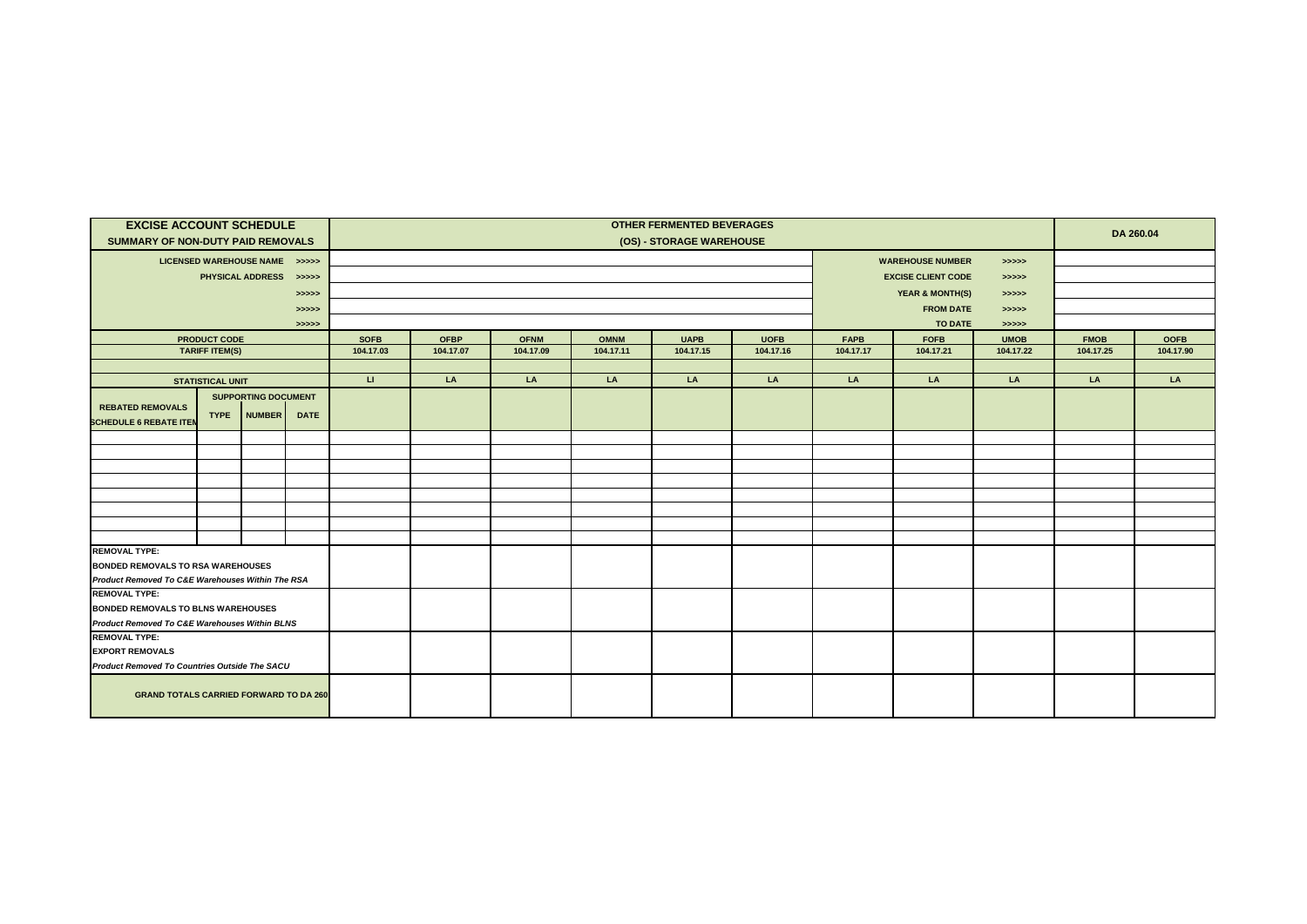| EXCISE ACCOUNT SCHEDULE<br>SUMMARY OF NON-DUTY PAID REMOVALS | | | | OTHER FERMENTED BEVERAGES<br>(OS) - STORAGE WAREHOUSE | | | | | | | | | DA 260.04 | |
|---|---|---|---|---|---|---|---|---|---|---|---|---|---|---|
| LICENSED WAREHOUSE NAME >>>>> | | | | | | | | | | WAREHOUSE NUMBER | | >>>>> | | |
| PHYSICAL ADDRESS >>>>> | | | | | | | | | | EXCISE CLIENT CODE | | >>>>> | | |
| >>>>> | | | | | | | | | | YEAR & MONTH(S) | | >>>>> | | |
| >>>>> | | | | | | | | | | FROM DATE | | >>>>> | | |
| >>>>> | | | | | | | | | | TO DATE | | >>>>> | | |
| PRODUCT CODE | | | | SOFB | OFBP | OFNM | OMNM | UAPB | UOFB | FAPB | FOFB | UMOB | FMOB | OOFB |
| TARIFF ITEM(S) | | | | 104.17.03 | 104.17.07 | 104.17.09 | 104.17.11 | 104.17.15 | 104.17.16 | 104.17.17 | 104.17.21 | 104.17.22 | 104.17.25 | 104.17.90 |
| | | | | | | | | | | | | | | |
| STATISTICAL UNIT | | | | LI | LA | LA | LA | LA | LA | LA | LA | LA | LA | LA |
| REBATED REMOVALS<br>SCHEDULE 6 REBATE ITEM | SUPPORTING DOCUMENT | | | | | | | | | | | | | |
| | TYPE | NUMBER | DATE | | | | | | | | | | | |
| | | | | | | | | | | | | | | |
| | | | | | | | | | | | | | | |
| | | | | | | | | | | | | | | |
| | | | | | | | | | | | | | | |
| | | | | | | | | | | | | | | |
| | | | | | | | | | | | | | | |
| | | | | | | | | | | | | | | |
| | | | | | | | | | | | | | | |
| REMOVAL TYPE:<br>BONDED REMOVALS TO RSA WAREHOUSES<br>*Product Removed To C&E Warehouses Within The RSA* | | | | | | | | | | | | | | |
| REMOVAL TYPE:<br>BONDED REMOVALS TO BLNS WAREHOUSES<br>*Product Removed To C&E Warehouses Within BLNS* | | | | | | | | | | | | | | |
| REMOVAL TYPE:<br>EXPORT REMOVALS<br>*Product Removed To Countries Outside The SACU* | | | | | | | | | | | | | | |
| GRAND TOTALS CARRIED FORWARD TO DA 260 | | | | | | | | | | | | | | |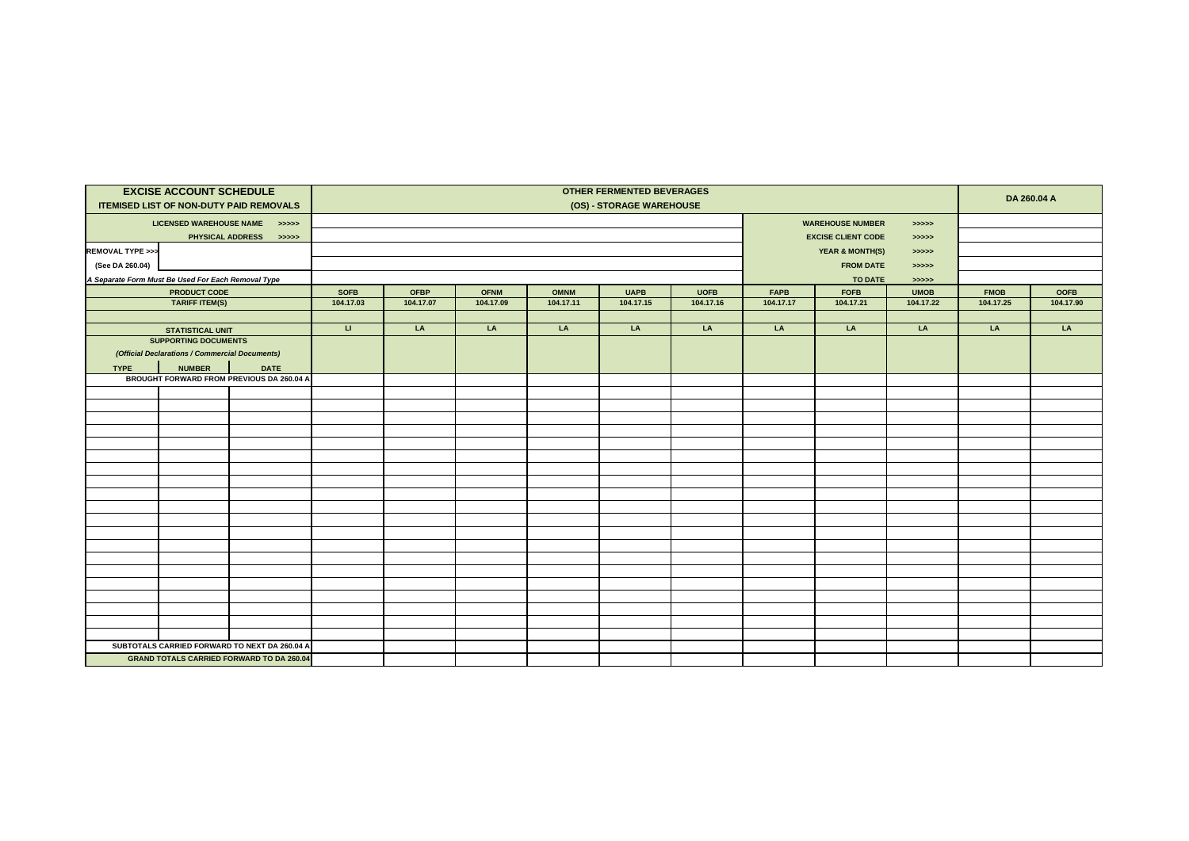| EXCISE ACCOUNT SCHEDULE<br>ITEMISED LIST OF NON-DUTY PAID REMOVALS | | | OTHER FERMENTED BEVERAGES<br>(OS) - STORAGE WAREHOUSE | | | | | | | | | DA 260.04 A | |
|---|---|---|---|---|---|---|---|---|---|---|---|---|---|
| LICENSED WAREHOUSE NAME >>>>> | | | | | | | | | WAREHOUSE NUMBER >>>>> | | | | |
| PHYSICAL ADDRESS >>>>> | | | | | | | | | EXCISE CLIENT CODE >>>>> | | | | |
| REMOVAL TYPE >>> | | | | | | | | | YEAR & MONTH(S) >>>>> | | | | |
| (See DA 260.04) | | | | | | | | | FROM DATE >>>>> | | | | |
| *A Separate Form Must Be Used For Each Removal Type* | | | | | | | | | TO DATE >>>>> | | | | |
| PRODUCT CODE | | | SOFB | OFBP | OFNM | OMNM | UAPB | UOFB | FAPB | FOFB | UMOB | FMOB | OOFB |
| TARIFF ITEM(S) | | | 104.17.03 | 104.17.07 | 104.17.09 | 104.17.11 | 104.17.15 | 104.17.16 | 104.17.17 | 104.17.21 | 104.17.22 | 104.17.25 | 104.17.90 |
| | | | | | | | | | | | | | |
| STATISTICAL UNIT | | | LI | LA | LA | LA | LA | LA | LA | LA | LA | LA | LA |
| SUPPORTING DOCUMENTS<br>*(Official Declarations / Commercial Documents)* | | | | | | | | | | | | | |
| TYPE | NUMBER | DATE | | | | | | | | | | | |
| BROUGHT FORWARD FROM PREVIOUS DA 260.04 A | | | | | | | | | | | | | |
| | | | | | | | | | | | | | |
| | | | | | | | | | | | | | |
| | | | | | | | | | | | | | |
| | | | | | | | | | | | | | |
| | | | | | | | | | | | | | |
| | | | | | | | | | | | | | |
| | | | | | | | | | | | | | |
| | | | | | | | | | | | | | |
| | | | | | | | | | | | | | |
| | | | | | | | | | | | | | |
| | | | | | | | | | | | | | |
| | | | | | | | | | | | | | |
| | | | | | | | | | | | | | |
| | | | | | | | | | | | | | |
| | | | | | | | | | | | | | |
| | | | | | | | | | | | | | |
| | | | | | | | | | | | | | |
| | | | | | | | | | | | | | |
| | | | | | | | | | | | | | |
| | | | | | | | | | | | | | |
| SUBTOTALS CARRIED FORWARD TO NEXT DA 260.04 A | | | | | | | | | | | | | |
| GRAND TOTALS CARRIED FORWARD TO DA 260.04 | | | | | | | | | | | | | |